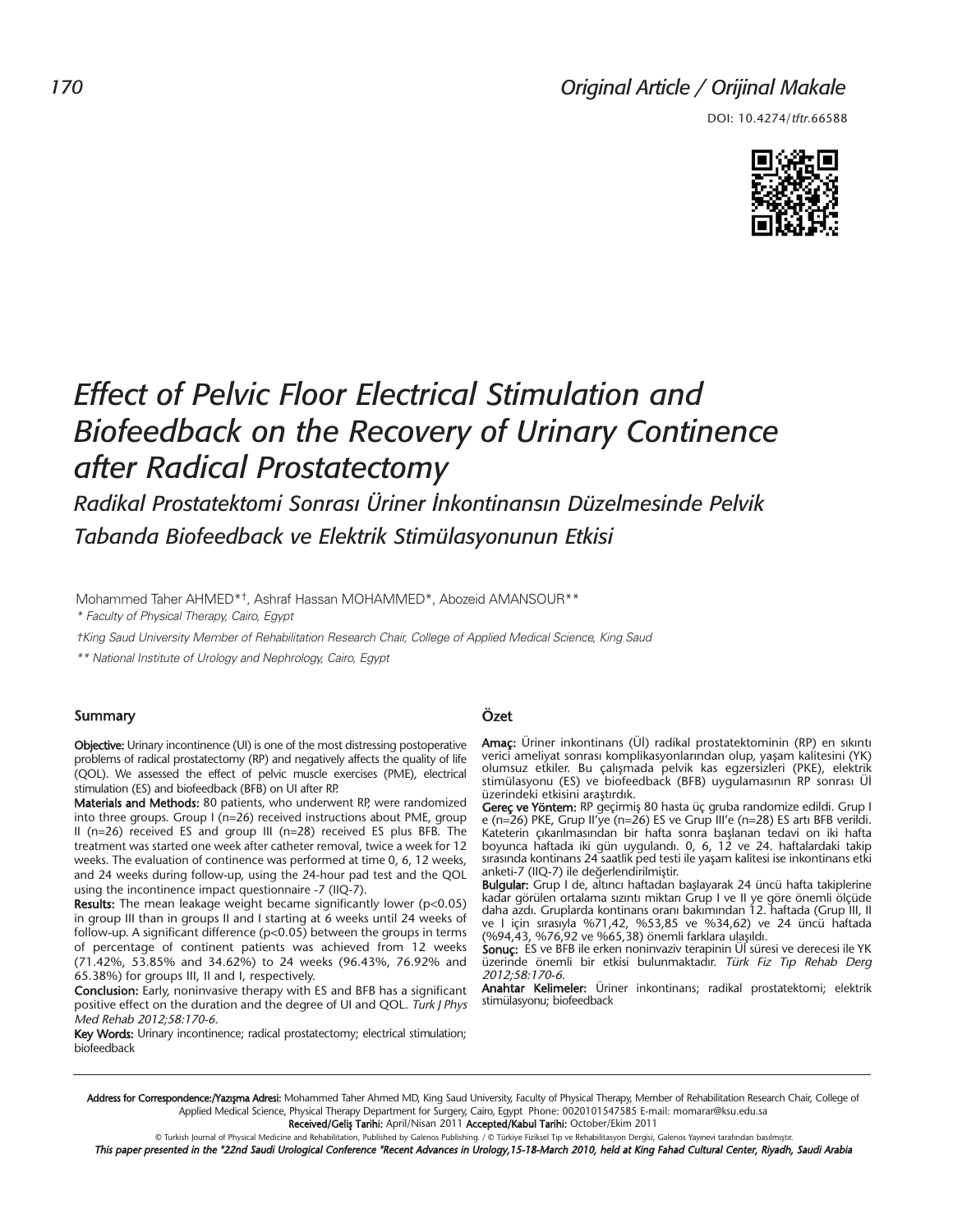Original Article / Orijinal Makale

DOI: 10.4274/tftr.66588

# Effect of Pelvic Floor Electrical Stimulation and Biofeedback on the Recovery of Urinary Continence after Radical Prostatectomy

## Radikal Prostatektomi Sonrası Üriner İnkontinansın Düzelmesinde Pelvik Tabanda Biofeedback ve Elektrik Stimülasyonunun Etkisi

Mohammed Taher AHMED*†, Ashraf Hassan MOHAMMED*, Abozeid AMANSOUR**

*\* Faculty of Physical Therapy, Cairo, Egypt*

*†King Saud University Member of Rehabilitation Research Chair, College of Applied Medical Science, King Saud*

*\*\* National Institute of Urology and Nephrology, Cairo, Egypt*

### Summary

**Objective:** Urinary incontinence (UI) is one of the most distressing postoperative problems of radical prostatectomy (RP) and negatively affects the quality of life (QOL). We assessed the effect of pelvic muscle exercises (PME), electrical stimulation (ES) and biofeedback (BFB) on UI after RP.

**Materials and Methods:** 80 patients, who underwent RP, were randomized into three groups. Group I (n=26) received instructions about PME, group II (n=26) received ES and group III (n=28) received ES plus BFB. The treatment was started one week after catheter removal, twice a week for 12 weeks. The evaluation of continence was performed at time 0, 6, 12 weeks, and 24 weeks during follow-up, using the 24-hour pad test and the QOL using the incontinence impact questionnaire -7 (IIQ-7).

**Results:** The mean leakage weight became significantly lower ($p<0.05$) in group III than in groups II and I starting at 6 weeks until 24 weeks of follow-up. A significant difference ($p<0.05$) between the groups in terms of percentage of continent patients was achieved from 12 weeks (71.42%, 53.85% and 34.62%) to 24 weeks (96.43%, 76.92% and 65.38%) for groups III, II and I, respectively.

**Conclusion:** Early, noninvasive therapy with ES and BFB has a significant positive effect on the duration and the degree of UI and QOL. *Turk J Phys Med Rehab 2012;58:170-6.*

**Key Words:** Urinary incontinence; radical prostatectomy; electrical stimulation; biofeedback

### Özet

**Amaç:** Üriner inkontinans (Üİ) radikal prostatektominin (RP) en sıkıntı verici ameliyat sonrası komplikasyonlarından olup, yaşam kalitesini (YK) olumsuz etkiler. Bu çalışmada pelvik kas egzersizleri (PKE), elektrik stimülasyonu (ES) ve biofeedback (BFB) uygulamasının RP sonrası Üİ üzerindeki etkisini araştırdık.

**Gereç ve Yöntem:** RP geçirmiş 80 hasta üç gruba randomize edildi. Grup I e (n=26) PKE, Grup II'ye (n=26) ES ve Grup III'e (n=28) ES artı BFB verildi. Kateterin çıkarılmasından bir hafta sonra başlanan tedavi on iki hafta boyunca haftada iki gün uygulandı. 0, 6, 12 ve 24. haftalardaki takip sırasında kontinans 24 saatlik ped testi ile yaşam kalitesi ise inkontinans etki anketi-7 (IIQ-7) ile değerlendirilmiştir.

**Bulgular:** Grup I de, altıncı haftadan başlayarak 24 üncü hafta takiplerine kadar görülen ortalama sızıntı miktarı Grup I ve II ye göre önemli ölçüde daha azdı. Gruplarda kontinans oranı bakımından 12. haftada (Grup III, II ve I için sırasıyla %71,42, %53,85 ve %34,62) ve 24 üncü haftada (%94,43, %76,92 ve %65,38) önemli farklara ulaşıldı.

**Sonuç:** ES ve BFB ile erken noninvaziv terapinin Üİ süresi ve derecesi ile YK üzerinde önemli bir etkisi bulunmaktadır. *Türk Fiz Tıp Rehab Derg 2012;58:170-6.*

**Anahtar Kelimeler:** Üriner inkontinans; radikal prostatektomi; elektrik stimülasyonu; biofeedback

---

**Address for Correspondence:/Yazışma Adresi:** Mohammed Taher Ahmed MD, King Saud University, Faculty of Physical Therapy, Member of Rehabilitation Research Chair, College of Applied Medical Science, Physical Therapy Department for Surgery, Cairo, Egypt Phone: 0020101547585 E-mail: momarar@ksu.edu.sa

**Received/Geliş Tarihi:** April/Nisan 2011 **Accepted/Kabul Tarihi:** October/Ekim 2011

© Turkish Journal of Physical Medicine and Rehabilitation, Published by Galenos Publishing. / © Türkiye Fiziksel Tıp ve Rehabilitasyon Dergisi, Galenos Yayınevi tarafından basılmıştır.

*This paper presented in the "22nd Saudi Urological Conference "Recent Advances in Urology,15-18-March 2010, held at King Fahad Cultural Center, Riyadh, Saudi Arabia*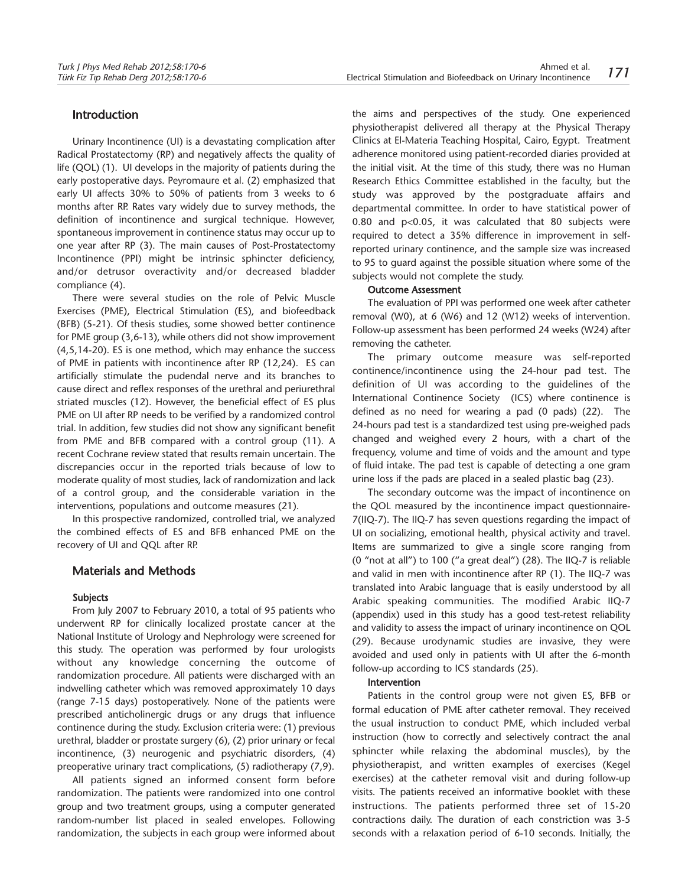## Introduction

Urinary Incontinence (UI) is a devastating complication after Radical Prostatectomy (RP) and negatively affects the quality of life (QOL) (1). UI develops in the majority of patients during the early postoperative days. Peyromaure et al. (2) emphasized that early UI affects 30% to 50% of patients from 3 weeks to 6 months after RP. Rates vary widely due to survey methods, the definition of incontinence and surgical technique. However, spontaneous improvement in continence status may occur up to one year after RP (3). The main causes of Post-Prostatectomy Incontinence (PPI) might be intrinsic sphincter deficiency, and/or detrusor overactivity and/or decreased bladder compliance (4).

There were several studies on the role of Pelvic Muscle Exercises (PME), Electrical Stimulation (ES), and biofeedback (BFB) (5-21). Of thesis studies, some showed better continence for PME group (3,6-13), while others did not show improvement (4,5,14-20). ES is one method, which may enhance the success of PME in patients with incontinence after RP (12,24). ES can artificially stimulate the pudendal nerve and its branches to cause direct and reflex responses of the urethral and periurethral striated muscles (12). However, the beneficial effect of ES plus PME on UI after RP needs to be verified by a randomized control trial. In addition, few studies did not show any significant benefit from PME and BFB compared with a control group (11). A recent Cochrane review stated that results remain uncertain. The discrepancies occur in the reported trials because of low to moderate quality of most studies, lack of randomization and lack of a control group, and the considerable variation in the interventions, populations and outcome measures (21).

In this prospective randomized, controlled trial, we analyzed the combined effects of ES and BFB enhanced PME on the recovery of UI and QQL after RP.

## Materials and Methods

### Subjects

From July 2007 to February 2010, a total of 95 patients who underwent RP for clinically localized prostate cancer at the National Institute of Urology and Nephrology were screened for this study. The operation was performed by four urologists without any knowledge concerning the outcome of randomization procedure. All patients were discharged with an indwelling catheter which was removed approximately 10 days (range 7-15 days) postoperatively. None of the patients were prescribed anticholinergic drugs or any drugs that influence continence during the study. Exclusion criteria were: (1) previous urethral, bladder or prostate surgery (6), (2) prior urinary or fecal incontinence, (3) neurogenic and psychiatric disorders, (4) preoperative urinary tract complications, (5) radiotherapy (7,9).

All patients signed an informed consent form before randomization. The patients were randomized into one control group and two treatment groups, using a computer generated random-number list placed in sealed envelopes. Following randomization, the subjects in each group were informed about the aims and perspectives of the study. One experienced physiotherapist delivered all therapy at the Physical Therapy Clinics at El-Materia Teaching Hospital, Cairo, Egypt. Treatment adherence monitored using patient-recorded diaries provided at the initial visit. At the time of this study, there was no Human Research Ethics Committee established in the faculty, but the study was approved by the postgraduate affairs and departmental committee. In order to have statistical power of 0.80 and $p<0.05$, it was calculated that 80 subjects were required to detect a 35% difference in improvement in self-reported urinary continence, and the sample size was increased to 95 to guard against the possible situation where some of the subjects would not complete the study.

### Outcome Assessment

The evaluation of PPI was performed one week after catheter removal (W0), at 6 (W6) and 12 (W12) weeks of intervention. Follow-up assessment has been performed 24 weeks (W24) after removing the catheter.

The primary outcome measure was self-reported continence/incontinence using the 24-hour pad test. The definition of UI was according to the guidelines of the International Continence Society (ICS) where continence is defined as no need for wearing a pad (0 pads) (22). The 24-hours pad test is a standardized test using pre-weighed pads changed and weighed every 2 hours, with a chart of the frequency, volume and time of voids and the amount and type of fluid intake. The pad test is capable of detecting a one gram urine loss if the pads are placed in a sealed plastic bag (23).

The secondary outcome was the impact of incontinence on the QOL measured by the incontinence impact questionnaire-7(IIQ-7). The IIQ-7 has seven questions regarding the impact of UI on socializing, emotional health, physical activity and travel. Items are summarized to give a single score ranging from (0 "not at all") to 100 ("a great deal") (28). The IIQ-7 is reliable and valid in men with incontinence after RP (1). The IIQ-7 was translated into Arabic language that is easily understood by all Arabic speaking communities. The modified Arabic IIQ-7 (appendix) used in this study has a good test-retest reliability and validity to assess the impact of urinary incontinence on QOL (29). Because urodynamic studies are invasive, they were avoided and used only in patients with UI after the 6-month follow-up according to ICS standards (25).

### Intervention

Patients in the control group were not given ES, BFB or formal education of PME after catheter removal. They received the usual instruction to conduct PME, which included verbal instruction (how to correctly and selectively contract the anal sphincter while relaxing the abdominal muscles), by the physiotherapist, and written examples of exercises (Kegel exercises) at the catheter removal visit and during follow-up visits. The patients received an informative booklet with these instructions. The patients performed three set of 15-20 contractions daily. The duration of each constriction was 3-5 seconds with a relaxation period of 6-10 seconds. Initially, the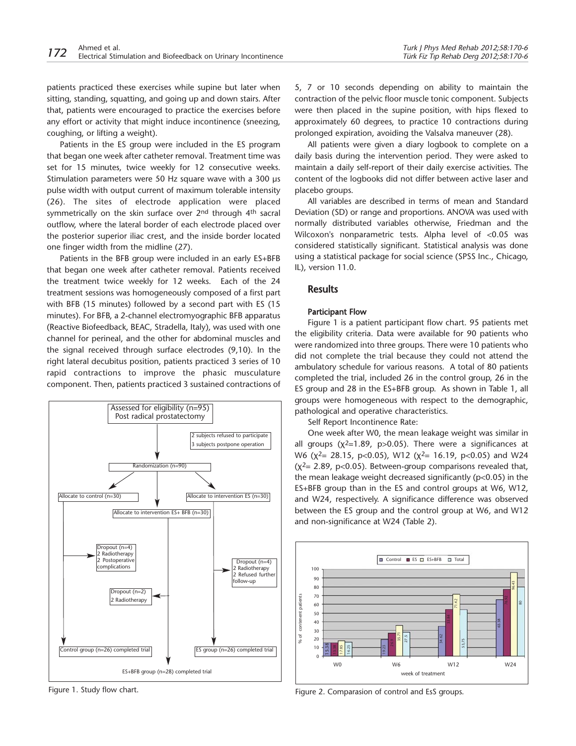patients practiced these exercises while supine but later when sitting, standing, squatting, and going up and down stairs. After that, patients were encouraged to practice the exercises before any effort or activity that might induce incontinence (sneezing, coughing, or lifting a weight).

Patients in the ES group were included in the ES program that began one week after catheter removal. Treatment time was set for 15 minutes, twice weekly for 12 consecutive weeks. Stimulation parameters were 50 Hz square wave with a 300 μs pulse width with output current of maximum tolerable intensity (26). The sites of electrode application were placed symmetrically on the skin surface over 2nd through 4th sacral outflow, where the lateral border of each electrode placed over the posterior superior iliac crest, and the inside border located one finger width from the midline (27).

Patients in the BFB group were included in an early ES+BFB that began one week after catheter removal. Patients received the treatment twice weekly for 12 weeks. Each of the 24 treatment sessions was homogeneously composed of a first part with BFB (15 minutes) followed by a second part with ES (15 minutes). For BFB, a 2-channel electromyographic BFB apparatus (Reactive Biofeedback, BEAC, Stradella, Italy), was used with one channel for perineal, and the other for abdominal muscles and the signal received through surface electrodes (9,10). In the right lateral decubitus position, patients practiced 3 series of 10 rapid contractions to improve the phasic musculature component. Then, patients practiced 3 sustained contractions of 5, 7 or 10 seconds depending on ability to maintain the contraction of the pelvic floor muscle tonic component. Subjects were then placed in the supine position, with hips flexed to approximately 60 degrees, to practice 10 contractions during prolonged expiration, avoiding the Valsalva maneuver (28).

All patients were given a diary logbook to complete on a daily basis during the intervention period. They were asked to maintain a daily self-report of their daily exercise activities. The content of the logbooks did not differ between active laser and placebo groups.

All variables are described in terms of mean and Standard Deviation (SD) or range and proportions. ANOVA was used with normally distributed variables otherwise, Friedman and the Wilcoxon's nonparametric tests. Alpha level of <0.05 was considered statistically significant. Statistical analysis was done using a statistical package for social science (SPSS Inc., Chicago, IL), version 11.0.

## Results

### Participant Flow

Figure 1 is a patient participant flow chart. 95 patients met the eligibility criteria. Data were available for 90 patients who were randomized into three groups. There were 10 patients who did not complete the trial because they could not attend the ambulatory schedule for various reasons. A total of 80 patients completed the trial, included 26 in the control group, 26 in the ES group and 28 in the ES+BFB group. As shown in Table 1, all groups were homogeneous with respect to the demographic, pathological and operative characteristics.

Self Report Incontinence Rate:

One week after W0, the mean leakage weight was similar in all groups ($\chi^2$=1.89, p>0.05). There were a significances at W6 ($\chi^2$= 28.15, p<0.05), W12 ($\chi^2$= 16.19, p<0.05) and W24 ($\chi^2$= 2.89, p<0.05). Between-group comparisons revealed that, the mean leakage weight decreased significantly (p<0.05) in the ES+BFB group than in the ES and control groups at W6, W12, and W24, respectively. A significance difference was observed between the ES group and the control group at W6, and W12 and non-significance at W24 (Table 2).

Assessed for eligibility (n=95)
Post radical prostatectomy

2 subjects refused to participate
3 subjects postpone operation

Randomization (n=90)

Allocate to control (n=30) | Allocate to intervention ES+ BFB (n=30) | Allocate to intervention ES (n=30)

Dropout (n=4): 2 Radiotherapy, 2 Postoperative complications

Dropout (n=2): 2 Radiotherapy

Dropout (n=4): 2 Radiotherapy, 2 Refused further follow-up

Control group (n=26) completed trial | ES+BFB group (n=28) completed trial | ES group (n=26) completed trial

Figure 1. Study flow chart.

| Week of treatment | Control | ES | ES+BFB | Total |
|---|---|---|---|---|
| W0 | 15.38 | 15.38 | 17.85 | 16.25 |
| W6 | 19.23 | 26.9 | 35.71 | 27.5 |
| W12 | 34.62 | 53.84 | 71.42 | 53.75 |
| W24 | 65.38 | 76.92 | 96.43 | 80 |

(y-axis: % of continent patients; x-axis: week of treatment)

Figure 2. Comparasion of control and EsS groups.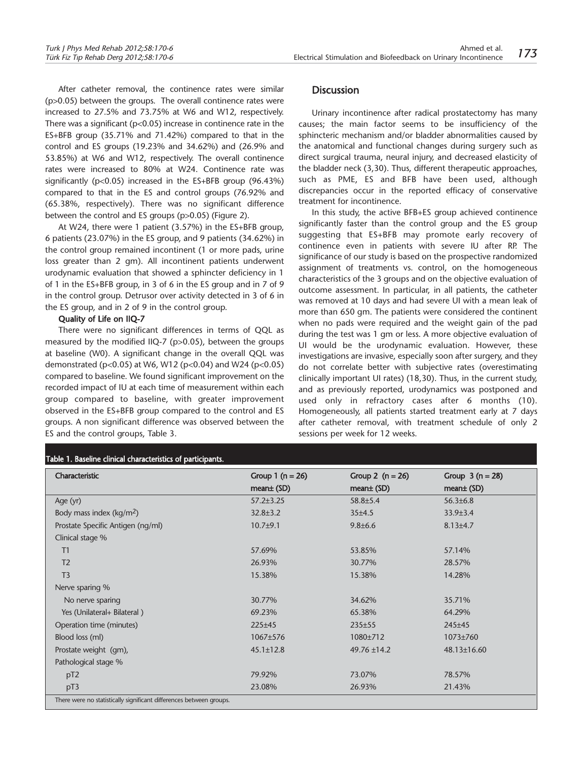After catheter removal, the continence rates were similar ($p>0.05$) between the groups. The overall continence rates were increased to 27.5% and 73.75% at W6 and W12, respectively. There was a significant ($p<0.05$) increase in continence rate in the ES+BFB group (35.71% and 71.42%) compared to that in the control and ES groups (19.23% and 34.62%) and (26.9% and 53.85%) at W6 and W12, respectively. The overall continence rates were increased to 80% at W24. Continence rate was significantly ($p<0.05$) increased in the ES+BFB group (96.43%) compared to that in the ES and control groups (76.92% and (65.38%, respectively). There was no significant difference between the control and ES groups ($p>0.05$) (Figure 2).

At W24, there were 1 patient (3.57%) in the ES+BFB group, 6 patients (23.07%) in the ES group, and 9 patients (34.62%) in the control group remained incontinent (1 or more pads, urine loss greater than 2 gm). All incontinent patients underwent urodynamic evaluation that showed a sphincter deficiency in 1 of 1 in the ES+BFB group, in 3 of 6 in the ES group and in 7 of 9 in the control group. Detrusor over activity detected in 3 of 6 in the ES group, and in 2 of 9 in the control group.

**Quality of Life on IIQ-7**

There were no significant differences in terms of QQL as measured by the modified IIQ-7 ($p>0.05$), between the groups at baseline (W0). A significant change in the overall QQL was demonstrated ($p<0.05$) at W6, W12 ($p<0.04$) and W24 ($p<0.05$) compared to baseline. We found significant improvement on the recorded impact of IU at each time of measurement within each group compared to baseline, with greater improvement observed in the ES+BFB group compared to the control and ES groups. A non significant difference was observed between the ES and the control groups, Table 3.

## Discussion

Urinary incontinence after radical prostatectomy has many causes; the main factor seems to be insufficiency of the sphincteric mechanism and/or bladder abnormalities caused by the anatomical and functional changes during surgery such as direct surgical trauma, neural injury, and decreased elasticity of the bladder neck (3,30). Thus, different therapeutic approaches, such as PME, ES and BFB have been used, although discrepancies occur in the reported efficacy of conservative treatment for incontinence.

In this study, the active BFB+ES group achieved continence significantly faster than the control group and the ES group suggesting that ES+BFB may promote early recovery of continence even in patients with severe IU after RP. The significance of our study is based on the prospective randomized assignment of treatments vs. control, on the homogeneous characteristics of the 3 groups and on the objective evaluation of outcome assessment. In particular, in all patients, the catheter was removed at 10 days and had severe UI with a mean leak of more than 650 gm. The patients were considered the continent when no pads were required and the weight gain of the pad during the test was 1 gm or less. A more objective evaluation of UI would be the urodynamic evaluation. However, these investigations are invasive, especially soon after surgery, and they do not correlate better with subjective rates (overestimating clinically important UI rates) (18,30). Thus, in the current study, and as previously reported, urodynamics was postponed and used only in refractory cases after 6 months (10). Homogeneously, all patients started treatment early at 7 days after catheter removal, with treatment schedule of only 2 sessions per week for 12 weeks.

**Table 1. Baseline clinical characteristics of participants.**

| Characteristic | Group 1 (n = 26) mean± (SD) | Group 2 (n = 26) mean± (SD) | Group 3 (n = 28) mean± (SD) |
|---|---|---|---|
| Age (yr) | 57.2±3.25 | 58.8±5.4 | 56.3±6.8 |
| Body mass index (kg/m$^2$) | 32.8±3.2 | 35±4.5 | 33.9±3.4 |
| Prostate Specific Antigen (ng/ml) | 10.7±9.1 | 9.8±6.6 | 8.13±4.7 |
| Clinical stage % | | | |
| T1 | 57.69% | 53.85% | 57.14% |
| T2 | 26.93% | 30.77% | 28.57% |
| T3 | 15.38% | 15.38% | 14.28% |
| Nerve sparing % | | | |
| No nerve sparing | 30.77% | 34.62% | 35.71% |
| Yes (Unilateral+ Bilateral ) | 69.23% | 65.38% | 64.29% |
| Operation time (minutes) | 225±45 | 235±55 | 245±45 |
| Blood loss (ml) | 1067±576 | 1080±712 | 1073±760 |
| Prostate weight (gm), | 45.1±12.8 | 49.76 ±14.2 | 48.13±16.60 |
| Pathological stage % | | | |
| pT2 | 79.92% | 73.07% | 78.57% |
| pT3 | 23.08% | 26.93% | 21.43% |

There were no statistically significant differences between groups.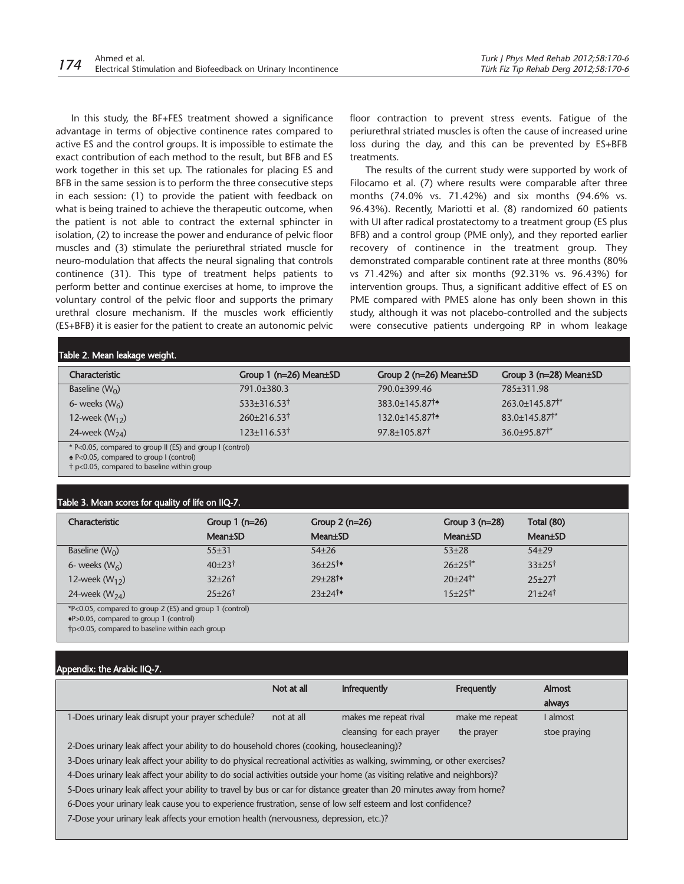In this study, the BF+FES treatment showed a significance advantage in terms of objective continence rates compared to active ES and the control groups. It is impossible to estimate the exact contribution of each method to the result, but BFB and ES work together in this set up. The rationales for placing ES and BFB in the same session is to perform the three consecutive steps in each session: (1) to provide the patient with feedback on what is being trained to achieve the therapeutic outcome, when the patient is not able to contract the external sphincter in isolation, (2) to increase the power and endurance of pelvic floor muscles and (3) stimulate the periurethral striated muscle for neuro-modulation that affects the neural signaling that controls continence (31). This type of treatment helps patients to perform better and continue exercises at home, to improve the voluntary control of the pelvic floor and supports the primary urethral closure mechanism. If the muscles work efficiently (ES+BFB) it is easier for the patient to create an autonomic pelvic floor contraction to prevent stress events. Fatigue of the periurethral striated muscles is often the cause of increased urine loss during the day, and this can be prevented by ES+BFB treatments.

The results of the current study were supported by work of Filocamo et al. (7) where results were comparable after three months (74.0% vs. 71.42%) and six months (94.6% vs. 96.43%). Recently, Mariotti et al. (8) randomized 60 patients with UI after radical prostatectomy to a treatment group (ES plus BFB) and a control group (PME only), and they reported earlier recovery of continence in the treatment group. They demonstrated comparable continent rate at three months (80% vs 71.42%) and after six months (92.31% vs. 96.43%) for intervention groups. Thus, a significant additive effect of ES on PME compared with PMES alone has only been shown in this study, although it was not placebo-controlled and the subjects were consecutive patients undergoing RP in whom leakage

**Table 2. Mean leakage weight.**

| Characteristic | Group 1 (n=26) Mean±SD | Group 2 (n=26) Mean±SD | Group 3 (n=28) Mean±SD |
|---|---|---|---|
| Baseline ($W_0$) | 791.0±380.3 | 790.0±399.46 | 785±311.98 |
| 6- weeks ($W_6$) | 533±316.53† | 383.0±145.87†♠ | 263.0±145.87†* |
| 12-week ($W_{12}$) | 260±216.53† | 132.0±145.87†♠ | 83.0±145.87†* |
| 24-week ($W_{24}$) | 123±116.53† | 97.8±105.87† | 36.0±95.87†* |

* P<0.05, compared to group II (ES) and group I (control)
♠ P<0.05, compared to group I (control)
† p<0.05, compared to baseline within group

**Table 3. Mean scores for quality of life on IIQ-7.**

| Characteristic | Group 1 (n=26) Mean±SD | Group 2 (n=26) Mean±SD | Group 3 (n=28) Mean±SD | Total (80) Mean±SD |
|---|---|---|---|---|
| Baseline ($W_0$) | 55±31 | 54±26 | 53±28 | 54±29 |
| 6- weeks ($W_6$) | 40±23† | 36±25†♦ | 26±25†* | 33±25† |
| 12-week ($W_{12}$) | 32±26† | 29±28†♦ | 20±24†* | 25±27† |
| 24-week ($W_{24}$) | 25±26† | 23±24†♦ | 15±25†* | 21±24† |

*P<0.05, compared to group 2 (ES) and group 1 (control)
♦P>0.05, compared to group 1 (control)
†p<0.05, compared to baseline within each group

**Appendix: the Arabic IIQ-7.**

| | Not at all | Infrequently | Frequently | Almost always |
|---|---|---|---|---|
| 1-Does urinary leak disrupt your prayer schedule? | not at all | makes me repeat rival cleansing for each prayer | make me repeat the prayer | I almost stoe praying |
| 2-Does urinary leak affect your ability to do household chores (cooking, housecleaning)? | | | | |
| 3-Does urinary leak affect your ability to do physical recreational activities as walking, swimming, or other exercises? | | | | |
| 4-Does urinary leak affect your ability to do social activities outside your home (as visiting relative and neighbors)? | | | | |
| 5-Does urinary leak affect your ability to travel by bus or car for distance greater than 20 minutes away from home? | | | | |
| 6-Does your urinary leak cause you to experience frustration, sense of low self esteem and lost confidence? | | | | |
| 7-Dose your urinary leak affects your emotion health (nervousness, depression, etc.)? | | | | |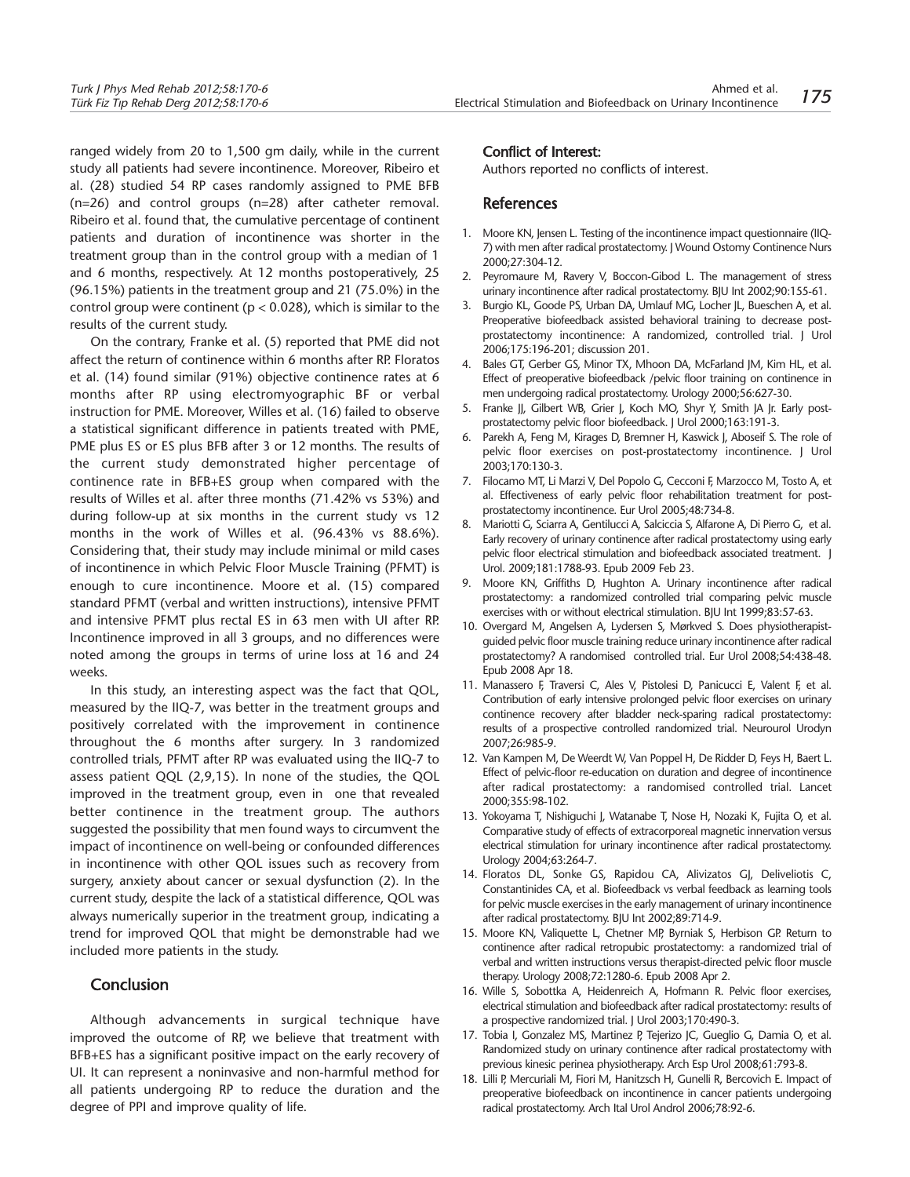ranged widely from 20 to 1,500 gm daily, while in the current study all patients had severe incontinence. Moreover, Ribeiro et al. (28) studied 54 RP cases randomly assigned to PME BFB (n=26) and control groups (n=28) after catheter removal. Ribeiro et al. found that, the cumulative percentage of continent patients and duration of incontinence was shorter in the treatment group than in the control group with a median of 1 and 6 months, respectively. At 12 months postoperatively, 25 (96.15%) patients in the treatment group and 21 (75.0%) in the control group were continent ($p < 0.028$), which is similar to the results of the current study.

On the contrary, Franke et al. (5) reported that PME did not affect the return of continence within 6 months after RP. Floratos et al. (14) found similar (91%) objective continence rates at 6 months after RP using electromyographic BF or verbal instruction for PME. Moreover, Willes et al. (16) failed to observe a statistical significant difference in patients treated with PME, PME plus ES or ES plus BFB after 3 or 12 months. The results of the current study demonstrated higher percentage of continence rate in BFB+ES group when compared with the results of Willes et al. after three months (71.42% vs 53%) and during follow-up at six months in the current study vs 12 months in the work of Willes et al. (96.43% vs 88.6%). Considering that, their study may include minimal or mild cases of incontinence in which Pelvic Floor Muscle Training (PFMT) is enough to cure incontinence. Moore et al. (15) compared standard PFMT (verbal and written instructions), intensive PFMT and intensive PFMT plus rectal ES in 63 men with UI after RP. Incontinence improved in all 3 groups, and no differences were noted among the groups in terms of urine loss at 16 and 24 weeks.

In this study, an interesting aspect was the fact that QOL, measured by the IIQ-7, was better in the treatment groups and positively correlated with the improvement in continence throughout the 6 months after surgery. In 3 randomized controlled trials, PFMT after RP was evaluated using the IIQ-7 to assess patient QQL (2,9,15). In none of the studies, the QOL improved in the treatment group, even in one that revealed better continence in the treatment group. The authors suggested the possibility that men found ways to circumvent the impact of incontinence on well-being or confounded differences in incontinence with other QOL issues such as recovery from surgery, anxiety about cancer or sexual dysfunction (2). In the current study, despite the lack of a statistical difference, QOL was always numerically superior in the treatment group, indicating a trend for improved QOL that might be demonstrable had we included more patients in the study.

## Conclusion

Although advancements in surgical technique have improved the outcome of RP, we believe that treatment with BFB+ES has a significant positive impact on the early recovery of UI. It can represent a noninvasive and non-harmful method for all patients undergoing RP to reduce the duration and the degree of PPI and improve quality of life.

### Conflict of Interest:

Authors reported no conflicts of interest.

## References

1. Moore KN, Jensen L. Testing of the incontinence impact questionnaire (IIQ-7) with men after radical prostatectomy. J Wound Ostomy Continence Nurs 2000;27:304-12.
2. Peyromaure M, Ravery V, Boccon-Gibod L. The management of stress urinary incontinence after radical prostatectomy. BJU Int 2002;90:155-61.
3. Burgio KL, Goode PS, Urban DA, Umlauf MG, Locher JL, Bueschen A, et al. Preoperative biofeedback assisted behavioral training to decrease post-prostatectomy incontinence: A randomized, controlled trial. J Urol 2006;175:196-201; discussion 201.
4. Bales GT, Gerber GS, Minor TX, Mhoon DA, McFarland JM, Kim HL, et al. Effect of preoperative biofeedback /pelvic floor training on continence in men undergoing radical prostatectomy. Urology 2000;56:627-30.
5. Franke JJ, Gilbert WB, Grier J, Koch MO, Shyr Y, Smith JA Jr. Early post-prostatectomy pelvic floor biofeedback. J Urol 2000;163:191-3.
6. Parekh A, Feng M, Kirages D, Bremner H, Kaswick J, Aboseif S. The role of pelvic floor exercises on post-prostatectomy incontinence. J Urol 2003;170:130-3.
7. Filocamo MT, Li Marzi V, Del Popolo G, Cecconi F, Marzocco M, Tosto A, et al. Effectiveness of early pelvic floor rehabilitation treatment for post-prostatectomy incontinence. Eur Urol 2005;48:734-8.
8. Mariotti G, Sciarra A, Gentilucci A, Salciccia S, Alfarone A, Di Pierro G, et al. Early recovery of urinary continence after radical prostatectomy using early pelvic floor electrical stimulation and biofeedback associated treatment. J Urol. 2009;181:1788-93. Epub 2009 Feb 23.
9. Moore KN, Griffiths D, Hughton A. Urinary incontinence after radical prostatectomy: a randomized controlled trial comparing pelvic muscle exercises with or without electrical stimulation. BJU Int 1999;83:57-63.
10. Overgard M, Angelsen A, Lydersen S, Mørkved S. Does physiotherapist-guided pelvic floor muscle training reduce urinary incontinence after radical prostatectomy? A randomised controlled trial. Eur Urol 2008;54:438-48. Epub 2008 Apr 18.
11. Manassero F, Traversi C, Ales V, Pistolesi D, Panicucci E, Valent F, et al. Contribution of early intensive prolonged pelvic floor exercises on urinary continence recovery after bladder neck-sparing radical prostatectomy: results of a prospective controlled randomized trial. Neurourol Urodyn 2007;26:985-9.
12. Van Kampen M, De Weerdt W, Van Poppel H, De Ridder D, Feys H, Baert L. Effect of pelvic-floor re-education on duration and degree of incontinence after radical prostatectomy: a randomised controlled trial. Lancet 2000;355:98-102.
13. Yokoyama T, Nishiguchi J, Watanabe T, Nose H, Nozaki K, Fujita O, et al. Comparative study of effects of extracorporeal magnetic innervation versus electrical stimulation for urinary incontinence after radical prostatectomy. Urology 2004;63:264-7.
14. Floratos DL, Sonke GS, Rapidou CA, Alivizatos GJ, Deliveliotis C, Constantinides CA, et al. Biofeedback vs verbal feedback as learning tools for pelvic muscle exercises in the early management of urinary incontinence after radical prostatectomy. BJU Int 2002;89:714-9.
15. Moore KN, Valiquette L, Chetner MP, Byrniak S, Herbison GP. Return to continence after radical retropubic prostatectomy: a randomized trial of verbal and written instructions versus therapist-directed pelvic floor muscle therapy. Urology 2008;72:1280-6. Epub 2008 Apr 2.
16. Wille S, Sobottka A, Heidenreich A, Hofmann R. Pelvic floor exercises, electrical stimulation and biofeedback after radical prostatectomy: results of a prospective randomized trial. J Urol 2003;170:490-3.
17. Tobia I, Gonzalez MS, Martinez P, Tejerizo JC, Gueglio G, Damia O, et al. Randomized study on urinary continence after radical prostatectomy with previous kinesic perinea physiotherapy. Arch Esp Urol 2008;61:793-8.
18. Lilli P, Mercuriali M, Fiori M, Hanitzsch H, Gunelli R, Bercovich E. Impact of preoperative biofeedback on incontinence in cancer patients undergoing radical prostatectomy. Arch Ital Urol Androl 2006;78:92-6.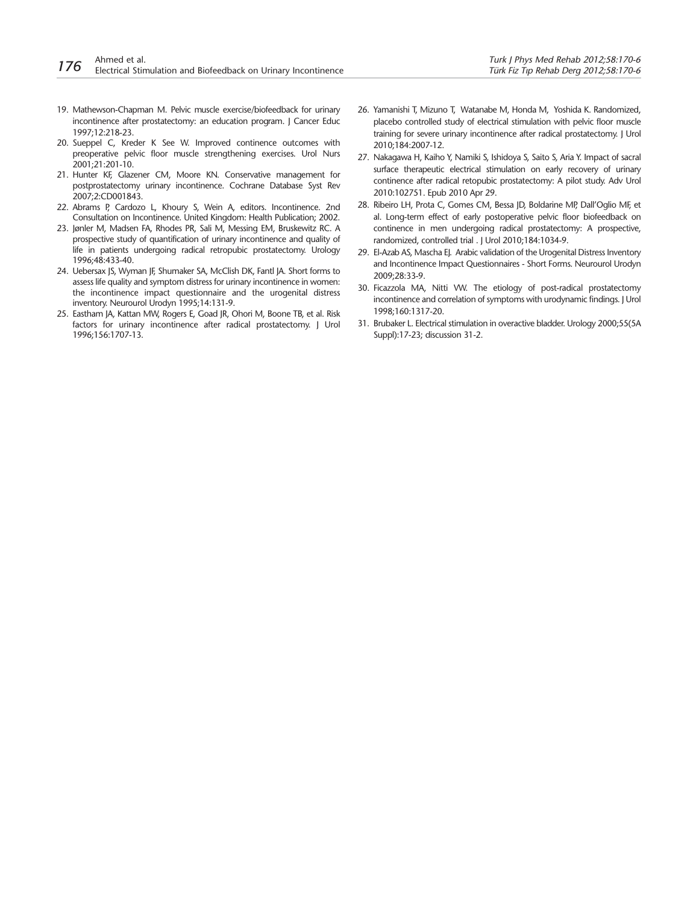19. Mathewson-Chapman M. Pelvic muscle exercise/biofeedback for urinary incontinence after prostatectomy: an education program. J Cancer Educ 1997;12:218-23.
20. Sueppel C, Kreder K See W. Improved continence outcomes with preoperative pelvic floor muscle strengthening exercises. Urol Nurs 2001;21:201-10.
21. Hunter KF, Glazener CM, Moore KN. Conservative management for postprostatectomy urinary incontinence. Cochrane Database Syst Rev 2007;2:CD001843.
22. Abrams P, Cardozo L, Khoury S, Wein A, editors. Incontinence. 2nd Consultation on Incontinence. United Kingdom: Health Publication; 2002.
23. Jønler M, Madsen FA, Rhodes PR, Sali M, Messing EM, Bruskewitz RC. A prospective study of quantification of urinary incontinence and quality of life in patients undergoing radical retropubic prostatectomy. Urology 1996;48:433-40.
24. Uebersax JS, Wyman JF, Shumaker SA, McClish DK, Fantl JA. Short forms to assess life quality and symptom distress for urinary incontinence in women: the incontinence impact questionnaire and the urogenital distress inventory. Neurourol Urodyn 1995;14:131-9.
25. Eastham JA, Kattan MW, Rogers E, Goad JR, Ohori M, Boone TB, et al. Risk factors for urinary incontinence after radical prostatectomy. J Urol 1996;156:1707-13.
26. Yamanishi T, Mizuno T, Watanabe M, Honda M, Yoshida K. Randomized, placebo controlled study of electrical stimulation with pelvic floor muscle training for severe urinary incontinence after radical prostatectomy. J Urol 2010;184:2007-12.
27. Nakagawa H, Kaiho Y, Namiki S, Ishidoya S, Saito S, Aria Y. Impact of sacral surface therapeutic electrical stimulation on early recovery of urinary continence after radical retopubic prostatectomy: A pilot study. Adv Urol 2010:102751. Epub 2010 Apr 29.
28. Ribeiro LH, Prota C, Gomes CM, Bessa JD, Boldarine MP, Dall'Oglio MF, et al. Long-term effect of early postoperative pelvic floor biofeedback on continence in men undergoing radical prostatectomy: A prospective, randomized, controlled trial . J Urol 2010;184:1034-9.
29. El-Azab AS, Mascha EJ. Arabic validation of the Urogenital Distress Inventory and Incontinence Impact Questionnaires - Short Forms. Neurourol Urodyn 2009;28:33-9.
30. Ficazzola MA, Nitti VW. The etiology of post-radical prostatectomy incontinence and correlation of symptoms with urodynamic findings. J Urol 1998;160:1317-20.
31. Brubaker L. Electrical stimulation in overactive bladder. Urology 2000;55(5A Suppl):17-23; discussion 31-2.